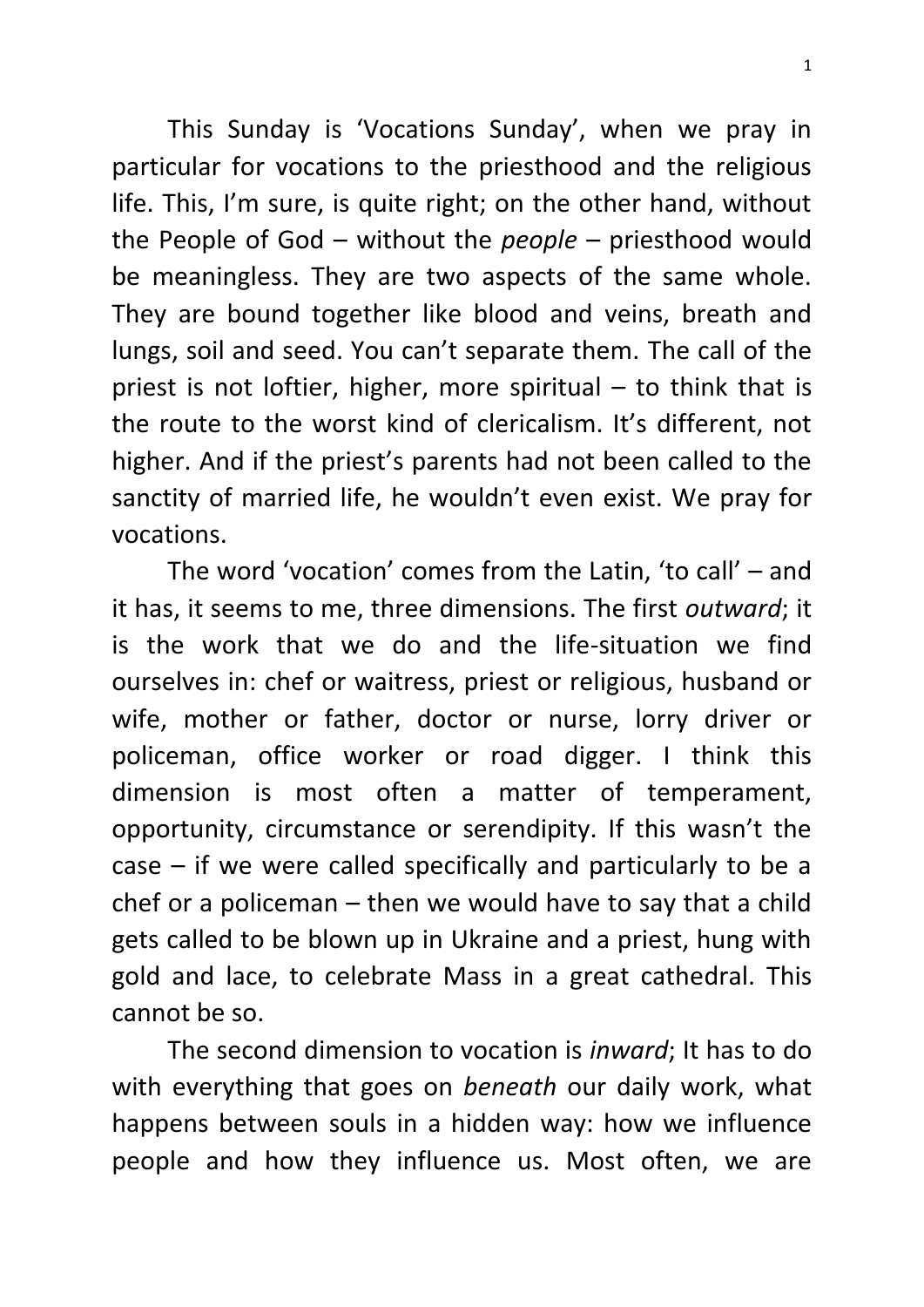This Sunday is 'Vocations Sunday', when we pray in particular for vocations to the priesthood and the religious life. This, I'm sure, is quite right; on the other hand, without the People of God – without the *people* – priesthood would be meaningless. They are two aspects of the same whole. They are bound together like blood and veins, breath and lungs, soil and seed. You can't separate them. The call of the priest is not loftier, higher, more spiritual – to think that is the route to the worst kind of clericalism. It's different, not higher. And if the priest's parents had not been called to the sanctity of married life, he wouldn't even exist. We pray for vocations.

The word 'vocation' comes from the Latin, 'to call' – and it has, it seems to me, three dimensions. The first *outward*; it is the work that we do and the life-situation we find ourselves in: chef or waitress, priest or religious, husband or wife, mother or father, doctor or nurse, lorry driver or policeman, office worker or road digger. I think this dimension is most often a matter of temperament, opportunity, circumstance or serendipity. If this wasn't the case – if we were called specifically and particularly to be a chef or a policeman – then we would have to say that a child gets called to be blown up in Ukraine and a priest, hung with gold and lace, to celebrate Mass in a great cathedral. This cannot be so.

The second dimension to vocation is *inward*; It has to do with everything that goes on *beneath* our daily work, what happens between souls in a hidden way: how we influence people and how they influence us. Most often, we are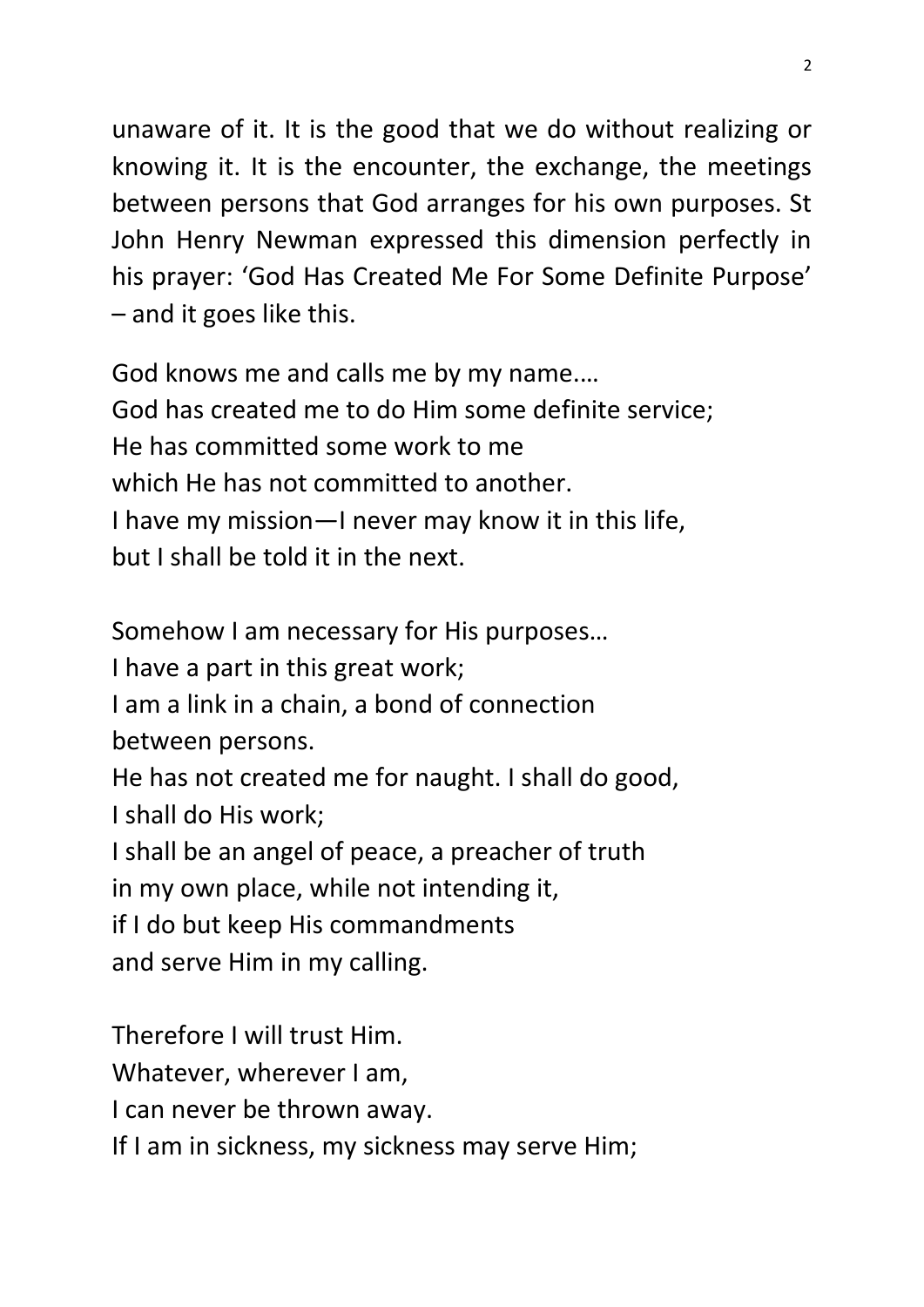unaware of it. It is the good that we do without realizing or knowing it. It is the encounter, the exchange, the meetings between persons that God arranges for his own purposes. St John Henry Newman expressed this dimension perfectly in his prayer: 'God Has Created Me For Some Definite Purpose' – and it goes like this.

God knows me and calls me by my name....  
God has created me to do Him some definite service;  
He has committed some work to me  
which He has not committed to another.  
I have my mission—I never may know it in this life,  
but I shall be told it in the next.

Somehow I am necessary for His purposes…  
I have a part in this great work;  
I am a link in a chain, a bond of connection  
between persons.  
He has not created me for naught. I shall do good,  
I shall do His work;  
I shall be an angel of peace, a preacher of truth  
in my own place, while not intending it,  
if I do but keep His commandments  
and serve Him in my calling.

Therefore I will trust Him.  
Whatever, wherever I am,  
I can never be thrown away.  
If I am in sickness, my sickness may serve Him;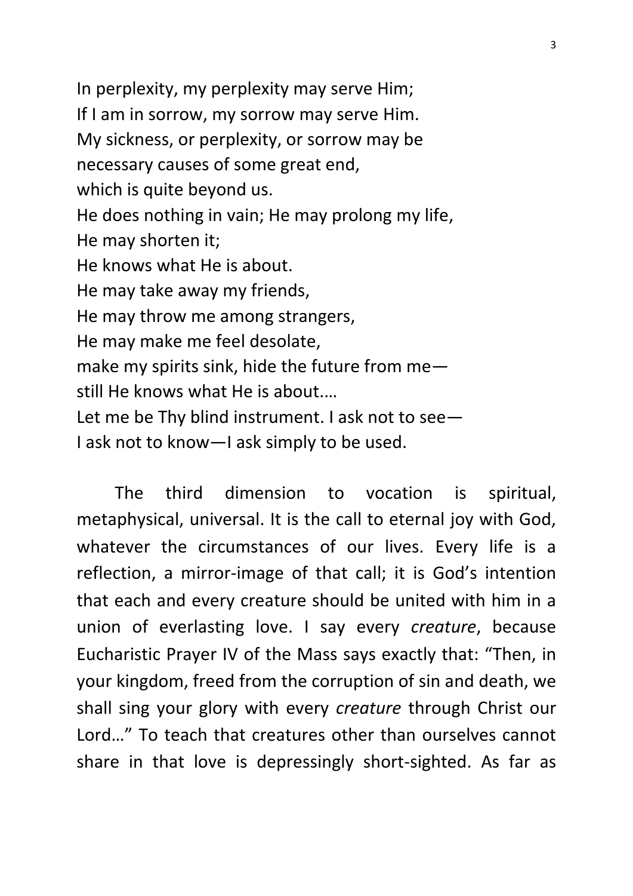In perplexity, my perplexity may serve Him;  
If I am in sorrow, my sorrow may serve Him.  
My sickness, or perplexity, or sorrow may be  
necessary causes of some great end,  
which is quite beyond us.  
He does nothing in vain; He may prolong my life,  
He may shorten it;  
He knows what He is about.  
He may take away my friends,  
He may throw me among strangers,  
He may make me feel desolate,  
make my spirits sink, hide the future from me—  
still He knows what He is about.…  
Let me be Thy blind instrument. I ask not to see—  
I ask not to know—I ask simply to be used.

The third dimension to vocation is spiritual, metaphysical, universal. It is the call to eternal joy with God, whatever the circumstances of our lives. Every life is a reflection, a mirror-image of that call; it is God's intention that each and every creature should be united with him in a union of everlasting love. I say every *creature*, because Eucharistic Prayer IV of the Mass says exactly that: "Then, in your kingdom, freed from the corruption of sin and death, we shall sing your glory with every *creature* through Christ our Lord…" To teach that creatures other than ourselves cannot share in that love is depressingly short-sighted. As far as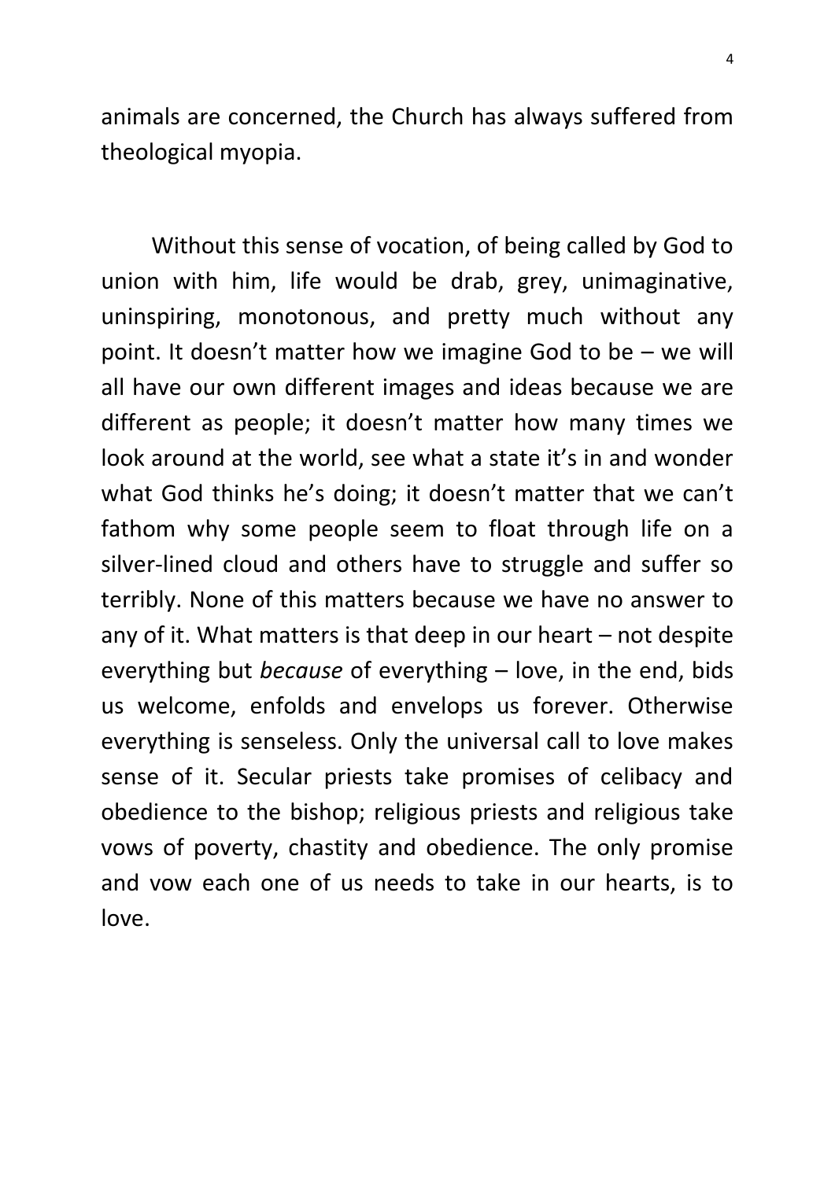animals are concerned, the Church has always suffered from theological myopia.

Without this sense of vocation, of being called by God to union with him, life would be drab, grey, unimaginative, uninspiring, monotonous, and pretty much without any point. It doesn't matter how we imagine God to be – we will all have our own different images and ideas because we are different as people; it doesn't matter how many times we look around at the world, see what a state it's in and wonder what God thinks he's doing; it doesn't matter that we can't fathom why some people seem to float through life on a silver-lined cloud and others have to struggle and suffer so terribly. None of this matters because we have no answer to any of it. What matters is that deep in our heart – not despite everything but *because* of everything – love, in the end, bids us welcome, enfolds and envelops us forever. Otherwise everything is senseless. Only the universal call to love makes sense of it. Secular priests take promises of celibacy and obedience to the bishop; religious priests and religious take vows of poverty, chastity and obedience. The only promise and vow each one of us needs to take in our hearts, is to love.